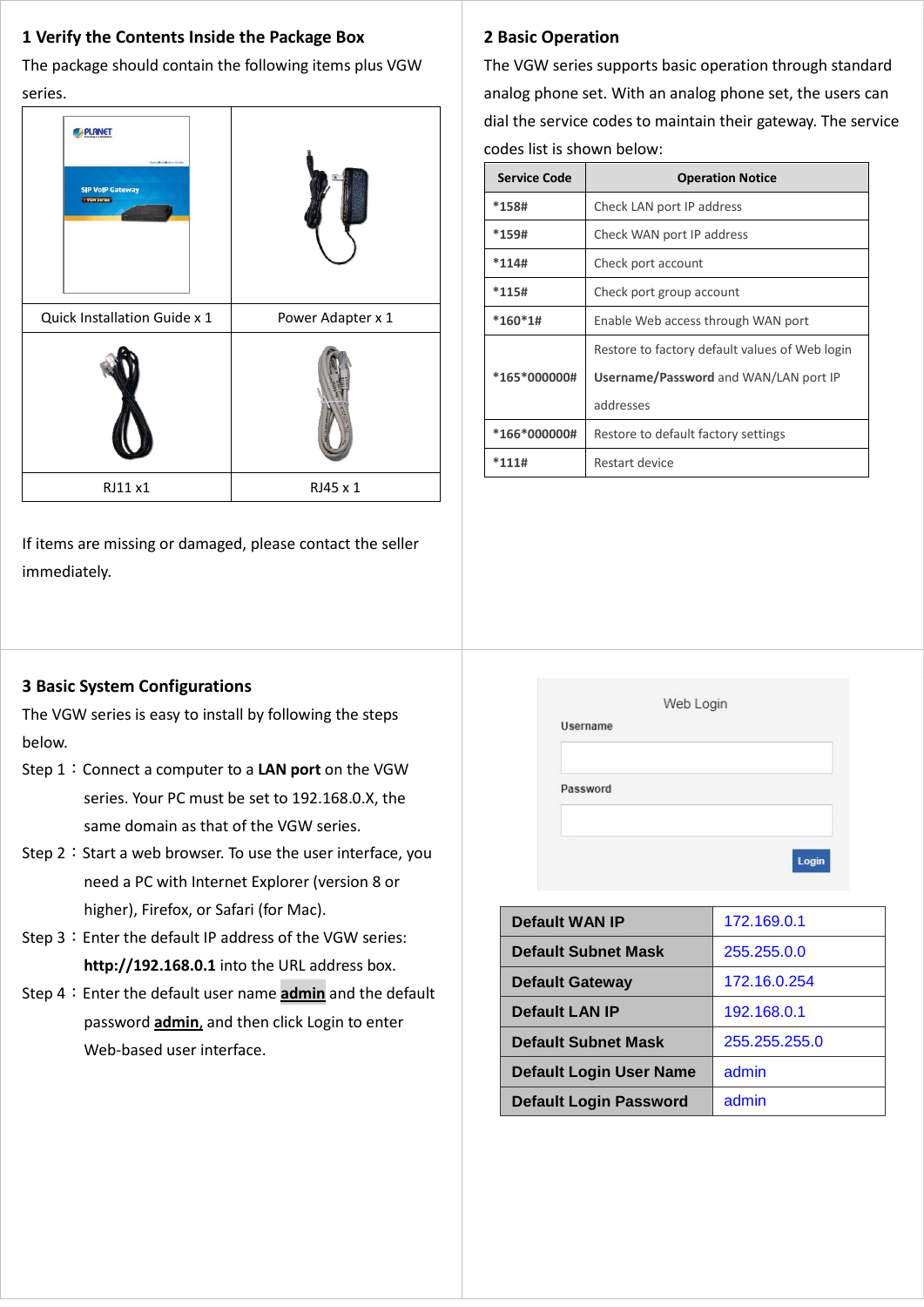## 1 Verify the Contents Inside the Package Box

The package should contain the following items plus VGW series.

| Quick Installation Guide x 1 | Power Adapter x 1 |
|---|---|
| RJ11 x1 | RJ45 x 1 |

If items are missing or damaged, please contact the seller immediately.

## 2 Basic Operation

The VGW series supports basic operation through standard analog phone set. With an analog phone set, the users can dial the service codes to maintain their gateway. The service codes list is shown below:

| Service Code | Operation Notice |
|---|---|
| *158# | Check LAN port IP address |
| *159# | Check WAN port IP address |
| *114# | Check port account |
| *115# | Check port group account |
| *160*1# | Enable Web access through WAN port |
| *165*000000# | Restore to factory default values of Web login **Username/Password** and WAN/LAN port IP addresses |
| *166*000000# | Restore to default factory settings |
| *111# | Restart device |

## 3 Basic System Configurations

The VGW series is easy to install by following the steps below.

Step 1：Connect a computer to a **LAN port** on the VGW series. Your PC must be set to 192.168.0.X, the same domain as that of the VGW series.

Step 2：Start a web browser. To use the user interface, you need a PC with Internet Explorer (version 8 or higher), Firefox, or Safari (for Mac).

Step 3：Enter the default IP address of the VGW series: **http://192.168.0.1** into the URL address box.

Step 4：Enter the default user name **admin** and the default password **admin**, and then click Login to enter Web-based user interface.

Web Login

Username

Password

Login

| **Default WAN IP** | 172.169.0.1 |
|---|---|
| **Default Subnet Mask** | 255.255.0.0 |
| **Default Gateway** | 172.16.0.254 |
| **Default LAN IP** | 192.168.0.1 |
| **Default Subnet Mask** | 255.255.255.0 |
| **Default Login User Name** | admin |
| **Default Login Password** | admin |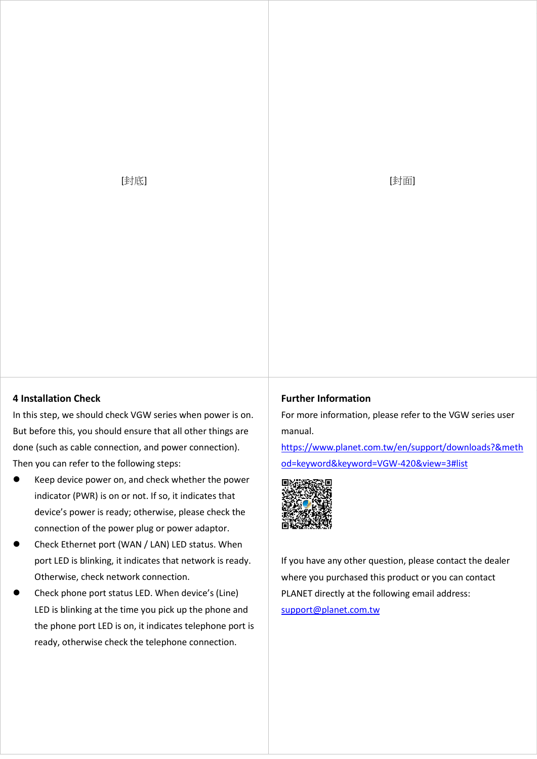[封底]

[封面]

## 4 Installation Check

In this step, we should check VGW series when power is on. But before this, you should ensure that all other things are done (such as cable connection, and power connection). Then you can refer to the following steps:

- Keep device power on, and check whether the power indicator (PWR) is on or not. If so, it indicates that device's power is ready; otherwise, please check the connection of the power plug or power adaptor.
- Check Ethernet port (WAN / LAN) LED status. When port LED is blinking, it indicates that network is ready. Otherwise, check network connection.
- Check phone port status LED. When device's (Line) LED is blinking at the time you pick up the phone and the phone port LED is on, it indicates telephone port is ready, otherwise check the telephone connection.

## Further Information

For more information, please refer to the VGW series user manual.

https://www.planet.com.tw/en/support/downloads?&method=keyword&keyword=VGW-420&view=3#list

If you have any other question, please contact the dealer where you purchased this product or you can contact PLANET directly at the following email address:

support@planet.com.tw